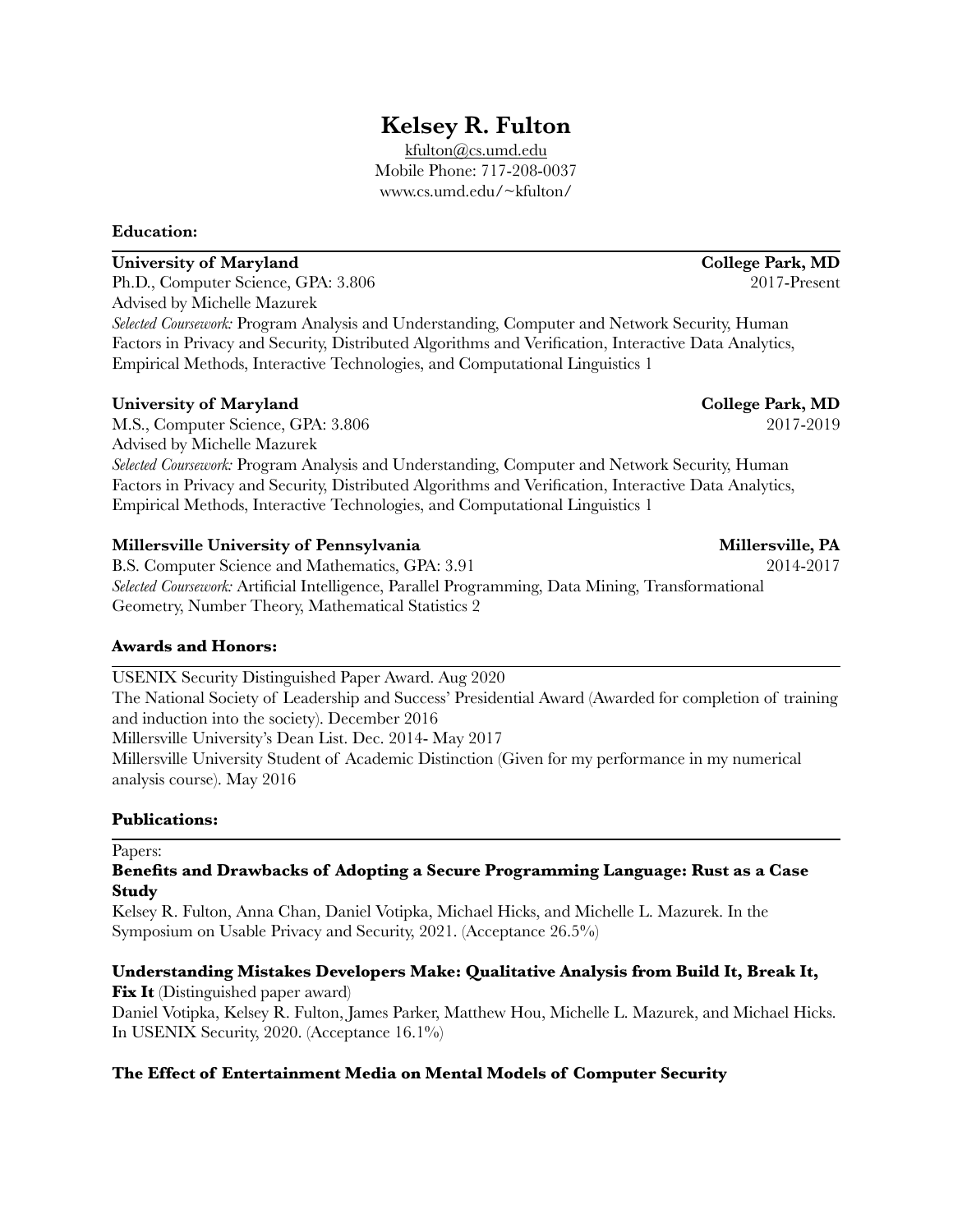# Kelsey R. Fulton

kfulton@cs.umd.edu
Mobile Phone: 717-208-0037
www.cs.umd.edu/~kfulton/

## Education:

**University of Maryland** — **College Park, MD**
Ph.D., Computer Science, GPA: 3.806 — 2017-Present
Advised by Michelle Mazurek
*Selected Coursework:* Program Analysis and Understanding, Computer and Network Security, Human Factors in Privacy and Security, Distributed Algorithms and Verification, Interactive Data Analytics, Empirical Methods, Interactive Technologies, and Computational Linguistics 1

**University of Maryland** — **College Park, MD**
M.S., Computer Science, GPA: 3.806 — 2017-2019
Advised by Michelle Mazurek
*Selected Coursework:* Program Analysis and Understanding, Computer and Network Security, Human Factors in Privacy and Security, Distributed Algorithms and Verification, Interactive Data Analytics, Empirical Methods, Interactive Technologies, and Computational Linguistics 1

**Millersville University of Pennsylvania** — **Millersville, PA**
B.S. Computer Science and Mathematics, GPA: 3.91 — 2014-2017
*Selected Coursework:* Artificial Intelligence, Parallel Programming, Data Mining, Transformational Geometry, Number Theory, Mathematical Statistics 2

## Awards and Honors:

USENIX Security Distinguished Paper Award. Aug 2020
The National Society of Leadership and Success' Presidential Award (Awarded for completion of training and induction into the society). December 2016
Millersville University's Dean List. Dec. 2014- May 2017
Millersville University Student of Academic Distinction (Given for my performance in my numerical analysis course). May 2016

## Publications:

Papers:

**Benefits and Drawbacks of Adopting a Secure Programming Language: Rust as a Case Study**
Kelsey R. Fulton, Anna Chan, Daniel Votipka, Michael Hicks, and Michelle L. Mazurek. In the Symposium on Usable Privacy and Security, 2021. (Acceptance 26.5%)

**Understanding Mistakes Developers Make: Qualitative Analysis from Build It, Break It, Fix It** (Distinguished paper award)
Daniel Votipka, Kelsey R. Fulton, James Parker, Matthew Hou, Michelle L. Mazurek, and Michael Hicks. In USENIX Security, 2020. (Acceptance 16.1%)

**The Effect of Entertainment Media on Mental Models of Computer Security**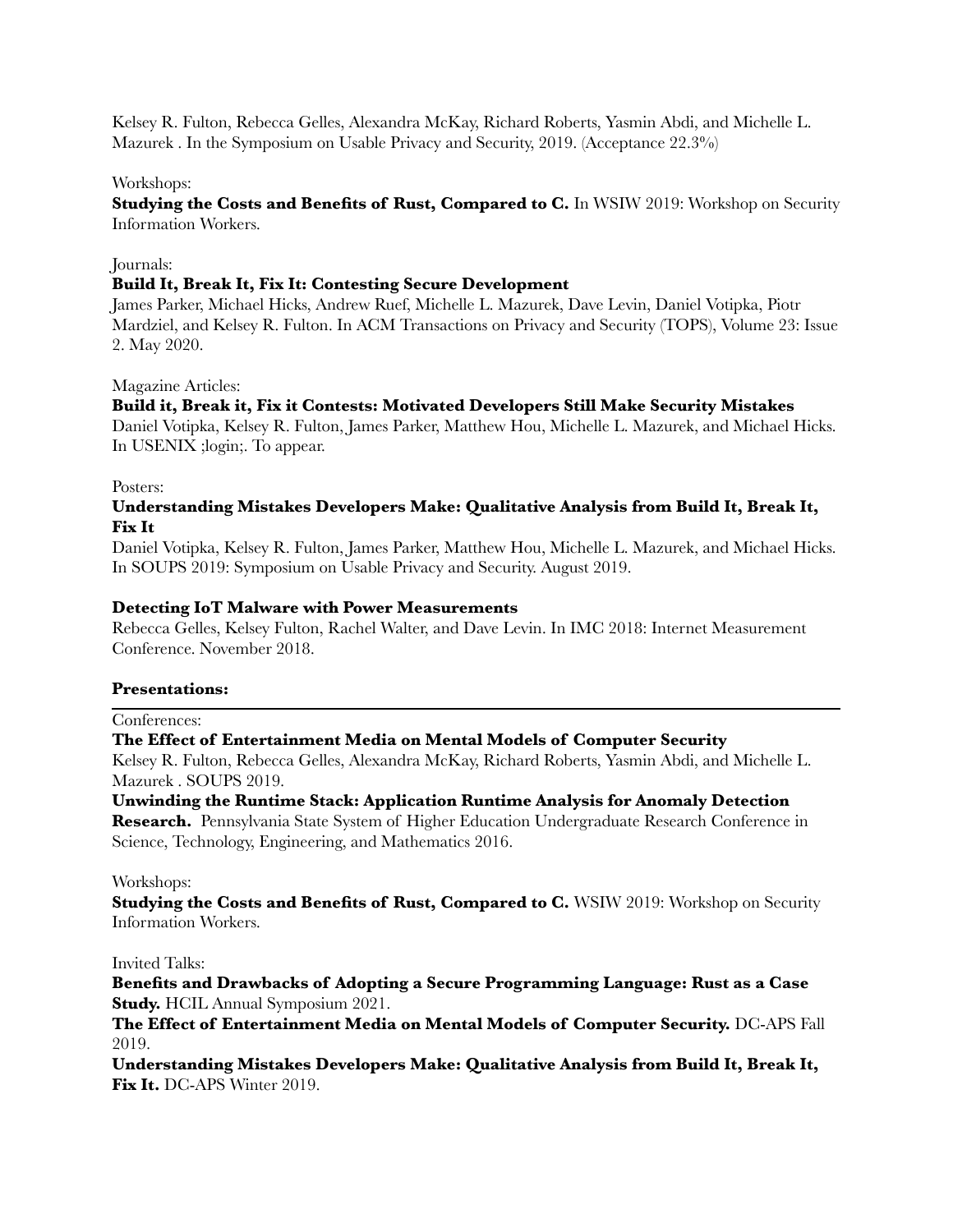Kelsey R. Fulton, Rebecca Gelles, Alexandra McKay, Richard Roberts, Yasmin Abdi, and Michelle L. Mazurek . In the Symposium on Usable Privacy and Security, 2019. (Acceptance 22.3%)

Workshops:

**Studying the Costs and Benefits of Rust, Compared to C.** In WSIW 2019: Workshop on Security Information Workers.

Journals:

**Build It, Break It, Fix It: Contesting Secure Development**
James Parker, Michael Hicks, Andrew Ruef, Michelle L. Mazurek, Dave Levin, Daniel Votipka, Piotr Mardziel, and Kelsey R. Fulton. In ACM Transactions on Privacy and Security (TOPS), Volume 23: Issue 2. May 2020.

Magazine Articles:

**Build it, Break it, Fix it Contests: Motivated Developers Still Make Security Mistakes**
Daniel Votipka, Kelsey R. Fulton, James Parker, Matthew Hou, Michelle L. Mazurek, and Michael Hicks. In USENIX ;login;. To appear.

Posters:

**Understanding Mistakes Developers Make: Qualitative Analysis from Build It, Break It, Fix It**
Daniel Votipka, Kelsey R. Fulton, James Parker, Matthew Hou, Michelle L. Mazurek, and Michael Hicks. In SOUPS 2019: Symposium on Usable Privacy and Security. August 2019.

**Detecting IoT Malware with Power Measurements**
Rebecca Gelles, Kelsey Fulton, Rachel Walter, and Dave Levin. In IMC 2018: Internet Measurement Conference. November 2018.

**Presentations:**

---

Conferences:

**The Effect of Entertainment Media on Mental Models of Computer Security**
Kelsey R. Fulton, Rebecca Gelles, Alexandra McKay, Richard Roberts, Yasmin Abdi, and Michelle L. Mazurek . SOUPS 2019.

**Unwinding the Runtime Stack: Application Runtime Analysis for Anomaly Detection Research.** Pennsylvania State System of Higher Education Undergraduate Research Conference in Science, Technology, Engineering, and Mathematics 2016.

Workshops:

**Studying the Costs and Benefits of Rust, Compared to C.** WSIW 2019: Workshop on Security Information Workers.

Invited Talks:

**Benefits and Drawbacks of Adopting a Secure Programming Language: Rust as a Case Study.** HCIL Annual Symposium 2021.

**The Effect of Entertainment Media on Mental Models of Computer Security.** DC-APS Fall 2019.

**Understanding Mistakes Developers Make: Qualitative Analysis from Build It, Break It, Fix It.** DC-APS Winter 2019.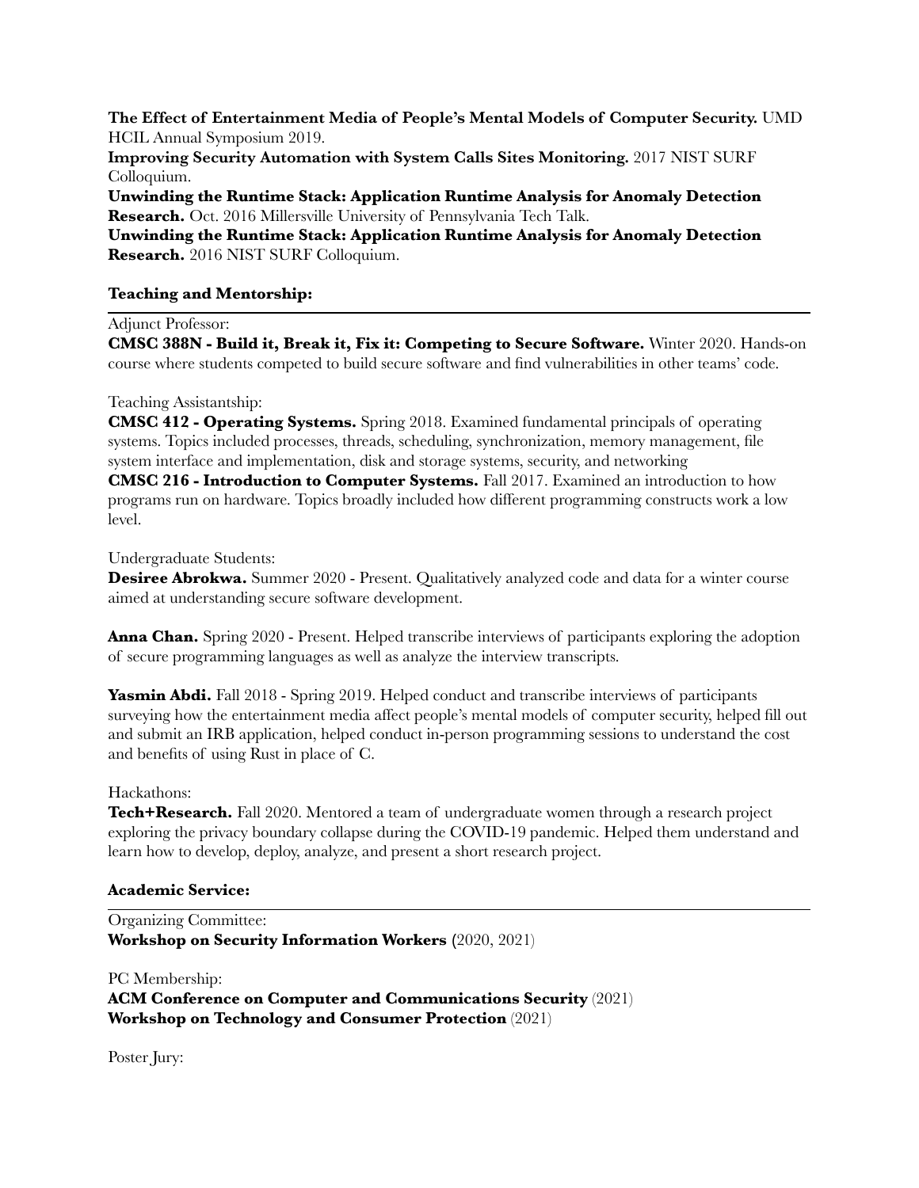**The Effect of Entertainment Media of People's Mental Models of Computer Security.** UMD HCIL Annual Symposium 2019.

**Improving Security Automation with System Calls Sites Monitoring.** 2017 NIST SURF Colloquium.

**Unwinding the Runtime Stack: Application Runtime Analysis for Anomaly Detection Research.** Oct. 2016 Millersville University of Pennsylvania Tech Talk.

**Unwinding the Runtime Stack: Application Runtime Analysis for Anomaly Detection Research.** 2016 NIST SURF Colloquium.

## Teaching and Mentorship:

Adjunct Professor:

**CMSC 388N - Build it, Break it, Fix it: Competing to Secure Software.** Winter 2020. Hands-on course where students competed to build secure software and find vulnerabilities in other teams' code.

Teaching Assistantship:

**CMSC 412 - Operating Systems.** Spring 2018. Examined fundamental principals of operating systems. Topics included processes, threads, scheduling, synchronization, memory management, file system interface and implementation, disk and storage systems, security, and networking

**CMSC 216 - Introduction to Computer Systems.** Fall 2017. Examined an introduction to how programs run on hardware. Topics broadly included how different programming constructs work a low level.

Undergraduate Students:

**Desiree Abrokwa.** Summer 2020 - Present. Qualitatively analyzed code and data for a winter course aimed at understanding secure software development.

**Anna Chan.** Spring 2020 - Present. Helped transcribe interviews of participants exploring the adoption of secure programming languages as well as analyze the interview transcripts.

**Yasmin Abdi.** Fall 2018 - Spring 2019. Helped conduct and transcribe interviews of participants surveying how the entertainment media affect people's mental models of computer security, helped fill out and submit an IRB application, helped conduct in-person programming sessions to understand the cost and benefits of using Rust in place of C.

Hackathons:

**Tech+Research.** Fall 2020. Mentored a team of undergraduate women through a research project exploring the privacy boundary collapse during the COVID-19 pandemic. Helped them understand and learn how to develop, deploy, analyze, and present a short research project.

## Academic Service:

Organizing Committee:

**Workshop on Security Information Workers (**2020, 2021)

PC Membership:

**ACM Conference on Computer and Communications Security** (2021)

**Workshop on Technology and Consumer Protection** (2021)

Poster Jury: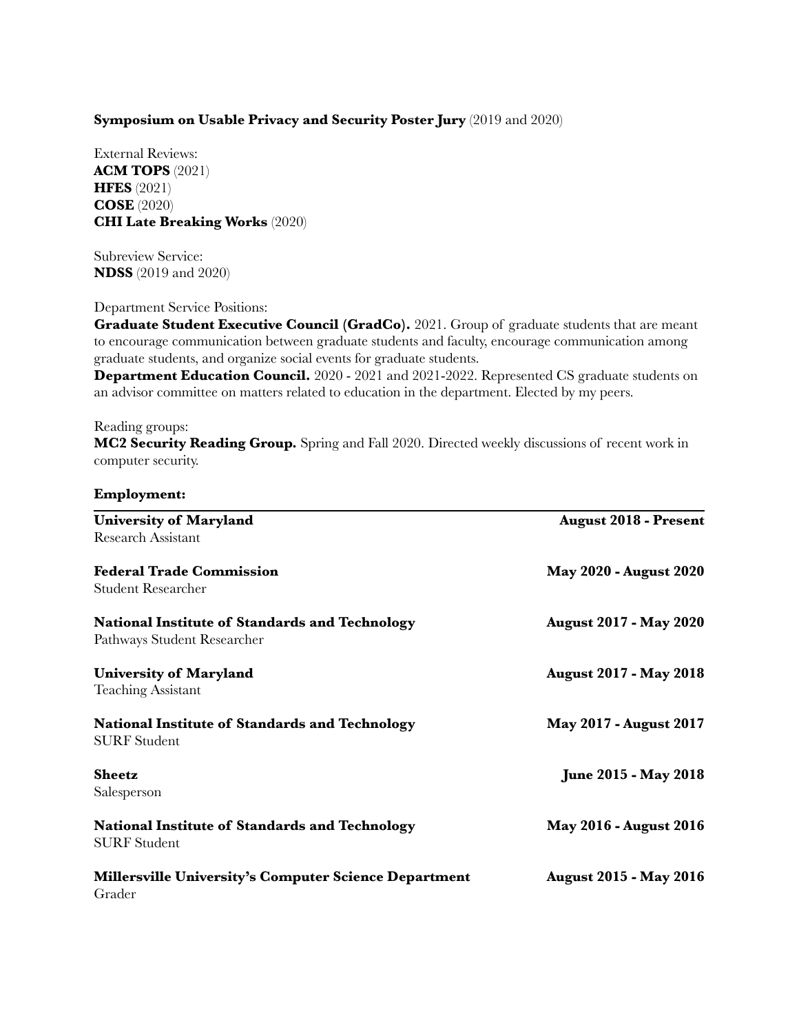**Symposium on Usable Privacy and Security Poster Jury** (2019 and 2020)

External Reviews:
**ACM TOPS** (2021)
**HFES** (2021)
**COSE** (2020)
**CHI Late Breaking Works** (2020)

Subreview Service:
**NDSS** (2019 and 2020)

Department Service Positions:
**Graduate Student Executive Council (GradCo).** 2021. Group of graduate students that are meant to encourage communication between graduate students and faculty, encourage communication among graduate students, and organize social events for graduate students.
**Department Education Council.** 2020 - 2021 and 2021-2022. Represented CS graduate students on an advisor committee on matters related to education in the department. Elected by my peers.

Reading groups:
**MC2 Security Reading Group.** Spring and Fall 2020. Directed weekly discussions of recent work in computer security.

**Employment:**

**University of Maryland** — **August 2018 - Present**
Research Assistant

**Federal Trade Commission** — **May 2020 - August 2020**
Student Researcher

**National Institute of Standards and Technology** — **August 2017 - May 2020**
Pathways Student Researcher

**University of Maryland** — **August 2017 - May 2018**
Teaching Assistant

**National Institute of Standards and Technology** — **May 2017 - August 2017**
SURF Student

**Sheetz** — **June 2015 - May 2018**
Salesperson

**National Institute of Standards and Technology** — **May 2016 - August 2016**
SURF Student

**Millersville University's Computer Science Department** — **August 2015 - May 2016**
Grader